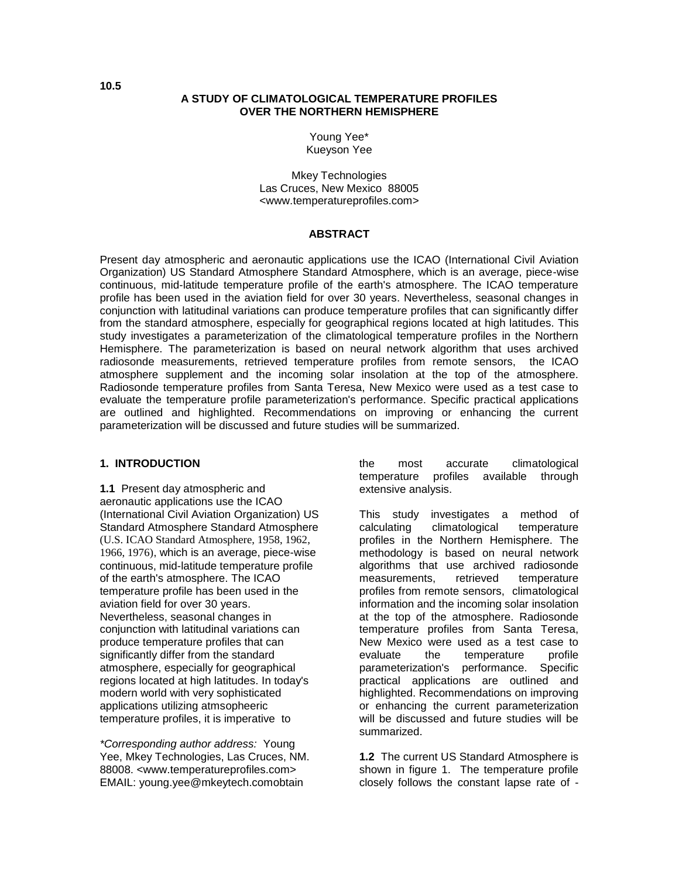10.5

# A STUDY OF CLIMATOLOGICAL TEMPERATURE PROFILES OVER THE NORTHERN HEMISPHERE

Young Yee*
Kueyson Yee

Mkey Technologies
Las Cruces, New Mexico 88005
<www.temperatureprofiles.com>

## ABSTRACT

Present day atmospheric and aeronautic applications use the ICAO (International Civil Aviation Organization) US Standard Atmosphere Standard Atmosphere, which is an average, piece-wise continuous, mid-latitude temperature profile of the earth's atmosphere. The ICAO temperature profile has been used in the aviation field for over 30 years. Nevertheless, seasonal changes in conjunction with latitudinal variations can produce temperature profiles that can significantly differ from the standard atmosphere, especially for geographical regions located at high latitudes. This study investigates a parameterization of the climatological temperature profiles in the Northern Hemisphere. The parameterization is based on neural network algorithm that uses archived radiosonde measurements, retrieved temperature profiles from remote sensors, the ICAO atmosphere supplement and the incoming solar insolation at the top of the atmosphere. Radiosonde temperature profiles from Santa Teresa, New Mexico were used as a test case to evaluate the temperature profile parameterization's performance. Specific practical applications are outlined and highlighted. Recommendations on improving or enhancing the current parameterization will be discussed and future studies will be summarized.

## 1. INTRODUCTION

**1.1** Present day atmospheric and aeronautic applications use the ICAO (International Civil Aviation Organization) US Standard Atmosphere Standard Atmosphere (U.S. ICAO Standard Atmosphere, 1958, 1962, 1966, 1976), which is an average, piece-wise continuous, mid-latitude temperature profile of the earth's atmosphere. The ICAO temperature profile has been used in the aviation field for over 30 years. Nevertheless, seasonal changes in conjunction with latitudinal variations can produce temperature profiles that can significantly differ from the standard atmosphere, especially for geographical regions located at high latitudes. In today's modern world with very sophisticated applications utilizing atmsopheeric temperature profiles, it is imperative to obtain the most accurate climatological temperature profiles available through extensive analysis.

*\*Corresponding author address:* Young Yee, Mkey Technologies, Las Cruces, NM. 88008. <www.temperatureprofiles.com> EMAIL: young.yee@mkeytech.com

This study investigates a method of calculating climatological temperature profiles in the Northern Hemisphere. The methodology is based on neural network algorithms that use archived radiosonde measurements, retrieved temperature profiles from remote sensors, climatological information and the incoming solar insolation at the top of the atmosphere. Radiosonde temperature profiles from Santa Teresa, New Mexico were used as a test case to evaluate the temperature profile parameterization's performance. Specific practical applications are outlined and highlighted. Recommendations on improving or enhancing the current parameterization will be discussed and future studies will be summarized.

**1.2** The current US Standard Atmosphere is shown in figure 1. The temperature profile closely follows the constant lapse rate of -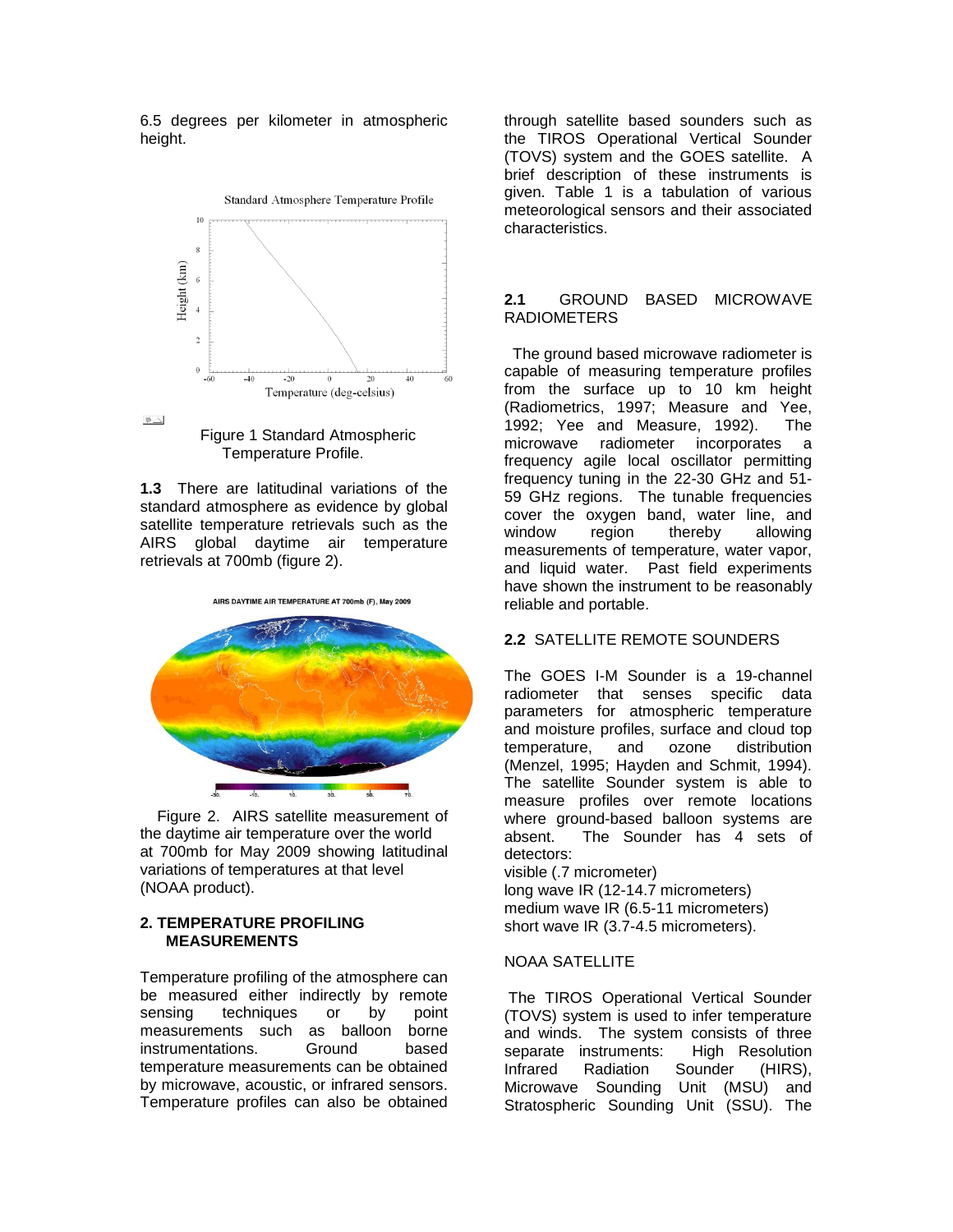6.5 degrees per kilometer in atmospheric height.

Figure 1 Standard Atmospheric Temperature Profile.

**1.3** There are latitudinal variations of the standard atmosphere as evidence by global satellite temperature retrievals such as the AIRS global daytime air temperature retrievals at 700mb (figure 2).

Figure 2. AIRS satellite measurement of the daytime air temperature over the world at 700mb for May 2009 showing latitudinal variations of temperatures at that level (NOAA product).

## 2. TEMPERATURE PROFILING MEASUREMENTS

Temperature profiling of the atmosphere can be measured either indirectly by remote sensing techniques or by point measurements such as balloon borne instrumentations. Ground based temperature measurements can be obtained by microwave, acoustic, or infrared sensors. Temperature profiles can also be obtained through satellite based sounders such as the TIROS Operational Vertical Sounder (TOVS) system and the GOES satellite. A brief description of these instruments is given. Table 1 is a tabulation of various meteorological sensors and their associated characteristics.

### 2.1 GROUND BASED MICROWAVE RADIOMETERS

The ground based microwave radiometer is capable of measuring temperature profiles from the surface up to 10 km height (Radiometrics, 1997; Measure and Yee, 1992; Yee and Measure, 1992). The microwave radiometer incorporates a frequency agile local oscillator permitting frequency tuning in the 22-30 GHz and 51-59 GHz regions. The tunable frequencies cover the oxygen band, water line, and window region thereby allowing measurements of temperature, water vapor, and liquid water. Past field experiments have shown the instrument to be reasonably reliable and portable.

### 2.2 SATELLITE REMOTE SOUNDERS

The GOES I-M Sounder is a 19-channel radiometer that senses specific data parameters for atmospheric temperature and moisture profiles, surface and cloud top temperature, and ozone distribution (Menzel, 1995; Hayden and Schmit, 1994). The satellite Sounder system is able to measure profiles over remote locations where ground-based balloon systems are absent. The Sounder has 4 sets of detectors:

visible (.7 micrometer)
long wave IR (12-14.7 micrometers)
medium wave IR (6.5-11 micrometers)
short wave IR (3.7-4.5 micrometers).

NOAA SATELLITE

The TIROS Operational Vertical Sounder (TOVS) system is used to infer temperature and winds. The system consists of three separate instruments: High Resolution Infrared Radiation Sounder (HIRS), Microwave Sounding Unit (MSU) and Stratospheric Sounding Unit (SSU). The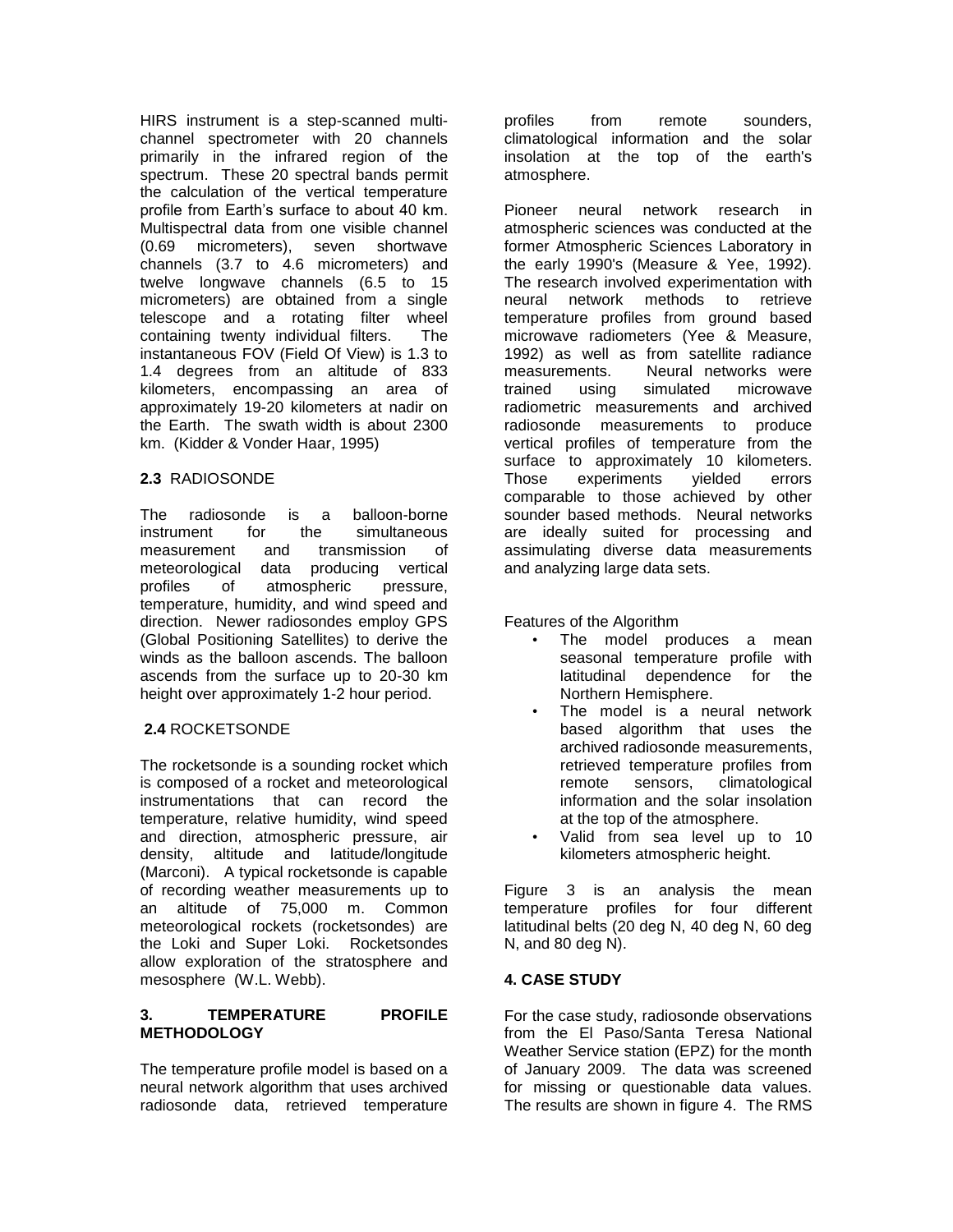HIRS instrument is a step-scanned multi-channel spectrometer with 20 channels primarily in the infrared region of the spectrum. These 20 spectral bands permit the calculation of the vertical temperature profile from Earth's surface to about 40 km. Multispectral data from one visible channel (0.69 micrometers), seven shortwave channels (3.7 to 4.6 micrometers) and twelve longwave channels (6.5 to 15 micrometers) are obtained from a single telescope and a rotating filter wheel containing twenty individual filters. The instantaneous FOV (Field Of View) is 1.3 to 1.4 degrees from an altitude of 833 kilometers, encompassing an area of approximately 19-20 kilometers at nadir on the Earth. The swath width is about 2300 km. (Kidder & Vonder Haar, 1995)

### 2.3 RADIOSONDE

The radiosonde is a balloon-borne instrument for the simultaneous measurement and transmission of meteorological data producing vertical profiles of atmospheric pressure, temperature, humidity, and wind speed and direction. Newer radiosondes employ GPS (Global Positioning Satellites) to derive the winds as the balloon ascends. The balloon ascends from the surface up to 20-30 km height over approximately 1-2 hour period.

### 2.4 ROCKETSONDE

The rocketsonde is a sounding rocket which is composed of a rocket and meteorological instrumentations that can record the temperature, relative humidity, wind speed and direction, atmospheric pressure, air density, altitude and latitude/longitude (Marconi). A typical rocketsonde is capable of recording weather measurements up to an altitude of 75,000 m. Common meteorological rockets (rocketsondes) are the Loki and Super Loki. Rocketsondes allow exploration of the stratosphere and mesosphere (W.L. Webb).

## 3. TEMPERATURE PROFILE METHODOLOGY

The temperature profile model is based on a neural network algorithm that uses archived radiosonde data, retrieved temperature profiles from remote sounders, climatological information and the solar insolation at the top of the earth's atmosphere.

Pioneer neural network research in atmospheric sciences was conducted at the former Atmospheric Sciences Laboratory in the early 1990's (Measure & Yee, 1992). The research involved experimentation with neural network methods to retrieve temperature profiles from ground based microwave radiometers (Yee & Measure, 1992) as well as from satellite radiance measurements. Neural networks were trained using simulated microwave radiometric measurements and archived radiosonde measurements to produce vertical profiles of temperature from the surface to approximately 10 kilometers. Those experiments yielded errors comparable to those achieved by other sounder based methods. Neural networks are ideally suited for processing and assimulating diverse data measurements and analyzing large data sets.

Features of the Algorithm

- The model produces a mean seasonal temperature profile with latitudinal dependence for the Northern Hemisphere.
- The model is a neural network based algorithm that uses the archived radiosonde measurements, retrieved temperature profiles from remote sensors, climatological information and the solar insolation at the top of the atmosphere.
- Valid from sea level up to 10 kilometers atmospheric height.

Figure 3 is an analysis the mean temperature profiles for four different latitudinal belts (20 deg N, 40 deg N, 60 deg N, and 80 deg N).

## 4. CASE STUDY

For the case study, radiosonde observations from the El Paso/Santa Teresa National Weather Service station (EPZ) for the month of January 2009. The data was screened for missing or questionable data values. The results are shown in figure 4. The RMS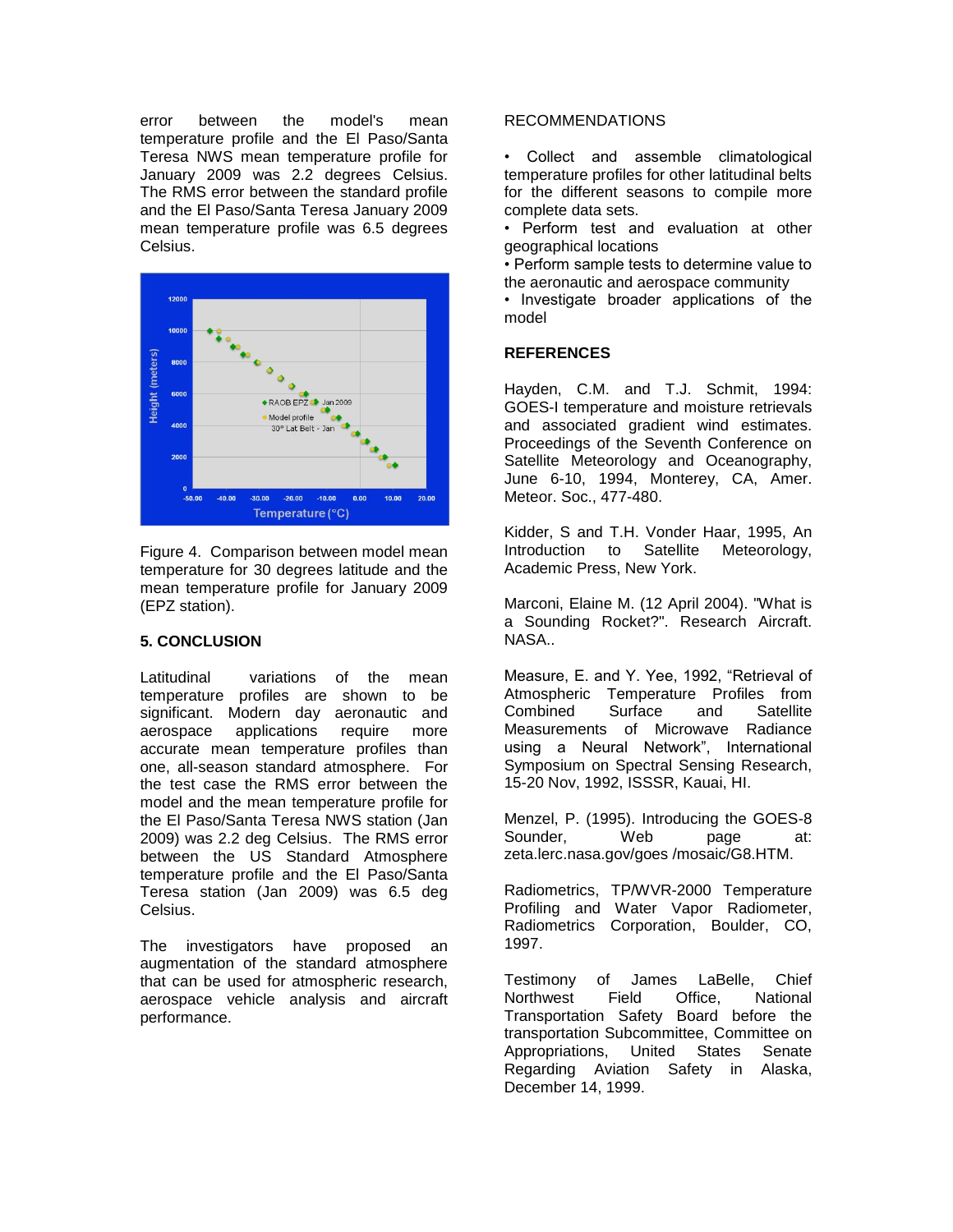error between the model's mean temperature profile and the El Paso/Santa Teresa NWS mean temperature profile for January 2009 was 2.2 degrees Celsius. The RMS error between the standard profile and the El Paso/Santa Teresa January 2009 mean temperature profile was 6.5 degrees Celsius.

Figure 4. Comparison between model mean temperature for 30 degrees latitude and the mean temperature profile for January 2009 (EPZ station).

## 5. CONCLUSION

Latitudinal variations of the mean temperature profiles are shown to be significant. Modern day aeronautic and aerospace applications require more accurate mean temperature profiles than one, all-season standard atmosphere. For the test case the RMS error between the model and the mean temperature profile for the El Paso/Santa Teresa NWS station (Jan 2009) was 2.2 deg Celsius. The RMS error between the US Standard Atmosphere temperature profile and the El Paso/Santa Teresa station (Jan 2009) was 6.5 deg Celsius.

The investigators have proposed an augmentation of the standard atmosphere that can be used for atmospheric research, aerospace vehicle analysis and aircraft performance.

RECOMMENDATIONS

- Collect and assemble climatological temperature profiles for other latitudinal belts for the different seasons to compile more complete data sets.
- Perform test and evaluation at other geographical locations
- Perform sample tests to determine value to the aeronautic and aerospace community
- Investigate broader applications of the model

## REFERENCES

Hayden, C.M. and T.J. Schmit, 1994: GOES-I temperature and moisture retrievals and associated gradient wind estimates. Proceedings of the Seventh Conference on Satellite Meteorology and Oceanography, June 6-10, 1994, Monterey, CA, Amer. Meteor. Soc., 477-480.

Kidder, S and T.H. Vonder Haar, 1995, An Introduction to Satellite Meteorology, Academic Press, New York.

Marconi, Elaine M. (12 April 2004). "What is a Sounding Rocket?". Research Aircraft. NASA..

Measure, E. and Y. Yee, 1992, "Retrieval of Atmospheric Temperature Profiles from Combined Surface and Satellite Measurements of Microwave Radiance using a Neural Network", International Symposium on Spectral Sensing Research, 15-20 Nov, 1992, ISSSR, Kauai, HI.

Menzel, P. (1995). Introducing the GOES-8 Sounder, Web page at: zeta.lerc.nasa.gov/goes /mosaic/G8.HTM.

Radiometrics, TP/WVR-2000 Temperature Profiling and Water Vapor Radiometer, Radiometrics Corporation, Boulder, CO, 1997.

Testimony of James LaBelle, Chief Northwest Field Office, National Transportation Safety Board before the transportation Subcommittee, Committee on Appropriations, United States Senate Regarding Aviation Safety in Alaska, December 14, 1999.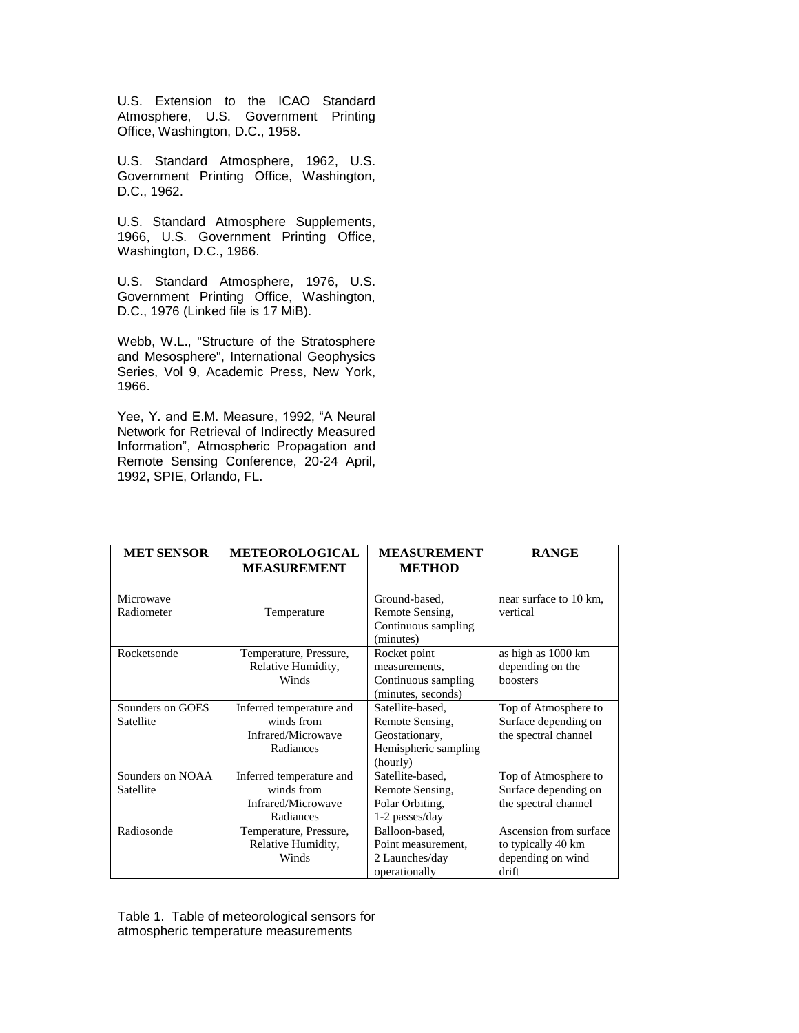U.S. Extension to the ICAO Standard Atmosphere, U.S. Government Printing Office, Washington, D.C., 1958.

U.S. Standard Atmosphere, 1962, U.S. Government Printing Office, Washington, D.C., 1962.

U.S. Standard Atmosphere Supplements, 1966, U.S. Government Printing Office, Washington, D.C., 1966.

U.S. Standard Atmosphere, 1976, U.S. Government Printing Office, Washington, D.C., 1976 (Linked file is 17 MiB).

Webb, W.L., "Structure of the Stratosphere and Mesosphere", International Geophysics Series, Vol 9, Academic Press, New York, 1966.

Yee, Y. and E.M. Measure, 1992, "A Neural Network for Retrieval of Indirectly Measured Information", Atmospheric Propagation and Remote Sensing Conference, 20-24 April, 1992, SPIE, Orlando, FL.

| MET SENSOR | METEOROLOGICAL MEASUREMENT | MEASUREMENT METHOD | RANGE |
|---|---|---|---|
| | | | |
| Microwave Radiometer | Temperature | Ground-based, Remote Sensing, Continuous sampling (minutes) | near surface to 10 km, vertical |
| Rocketsonde | Temperature, Pressure, Relative Humidity, Winds | Rocket point measurements, Continuous sampling (minutes, seconds) | as high as 1000 km depending on the boosters |
| Sounders on GOES Satellite | Inferred temperature and winds from Infrared/Microwave Radiances | Satellite-based, Remote Sensing, Geostationary, Hemispheric sampling (hourly) | Top of Atmosphere to Surface depending on the spectral channel |
| Sounders on NOAA Satellite | Inferred temperature and winds from Infrared/Microwave Radiances | Satellite-based, Remote Sensing, Polar Orbiting, 1-2 passes/day | Top of Atmosphere to Surface depending on the spectral channel |
| Radiosonde | Temperature, Pressure, Relative Humidity, Winds | Balloon-based, Point measurement, 2 Launches/day operationally | Ascension from surface to typically 40 km depending on wind drift |

Table 1. Table of meteorological sensors for atmospheric temperature measurements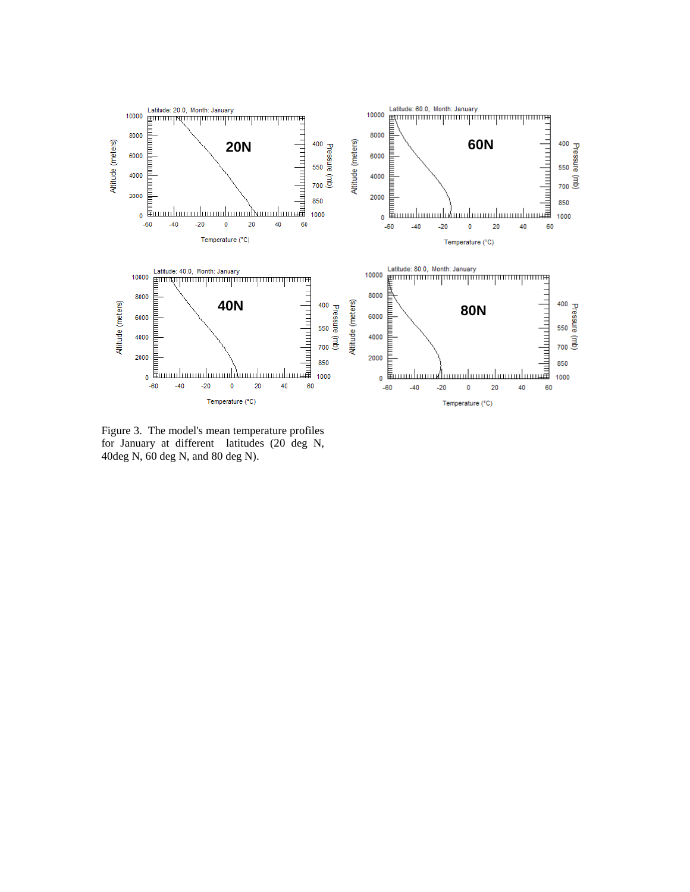Latitude: 20.0, Month: January

20N

Altitude (meters)

10000
8000
6000
4000
2000
0

-60 -40 -20 0 20 40 60

Temperature (°C)

Pressure (mb)

400
550
700
850
1000

Latitude: 60.0, Month: January

60N

Altitude (meters)

10000
8000
6000
4000
2000
0

-60 -40 -20 0 20 40 60

Temperature (°C)

Pressure (mb)

400
550
700
850
1000

Latitude: 40.0, Month: January

40N

Altitude (meters)

10000
8000
6000
4000
2000
0

-60 -40 -20 0 20 40 60

Temperature (°C)

Pressure (mb)

400
550
700
850
1000

Latitude: 80.0, Month: January

80N

Altitude (meters)

10000
8000
6000
4000
2000
0

-60 -40 -20 0 20 40 60

Temperature (°C)

Pressure (mb)

400
550
700
850
1000

Figure 3. The model's mean temperature profiles for January at different latitudes (20 deg N, 40deg N, 60 deg N, and 80 deg N).